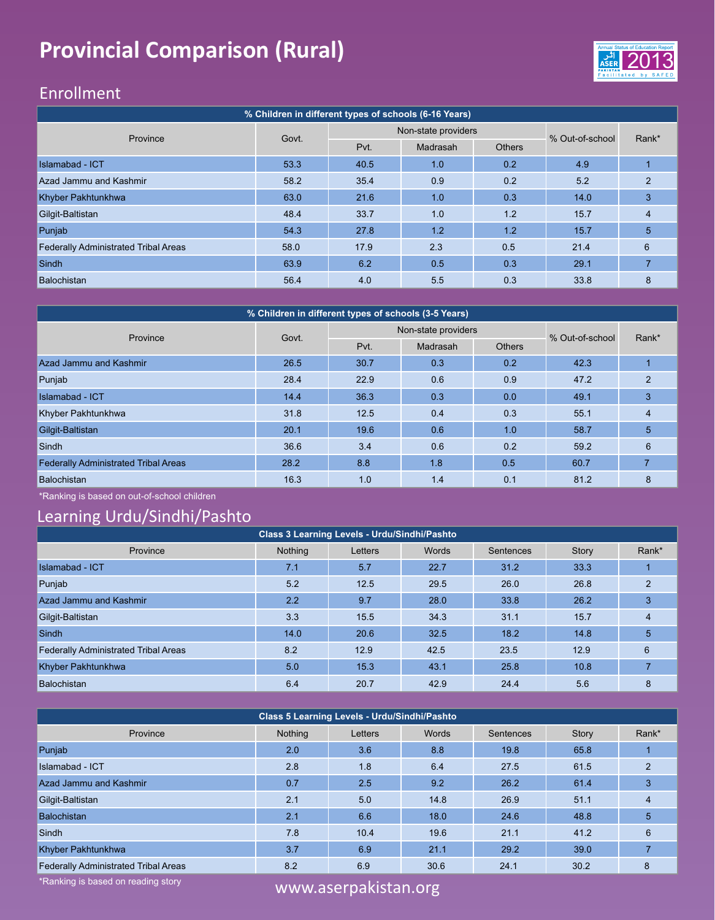# Provincial Comparison (Rural)

## Enrollment

| % Children in different types of schools (6-16 Years) | | | | | | |
|---|---|---|---|---|---|---|
| Province | Govt. | Non-state providers | | | % Out-of-school | Rank* |
| | | Pvt. | Madrasah | Others | | |
| Islamabad - ICT | 53.3 | 40.5 | 1.0 | 0.2 | 4.9 | 1 |
| Azad Jammu and Kashmir | 58.2 | 35.4 | 0.9 | 0.2 | 5.2 | 2 |
| Khyber Pakhtunkhwa | 63.0 | 21.6 | 1.0 | 0.3 | 14.0 | 3 |
| Gilgit-Baltistan | 48.4 | 33.7 | 1.0 | 1.2 | 15.7 | 4 |
| Punjab | 54.3 | 27.8 | 1.2 | 1.2 | 15.7 | 5 |
| Federally Administrated Tribal Areas | 58.0 | 17.9 | 2.3 | 0.5 | 21.4 | 6 |
| Sindh | 63.9 | 6.2 | 0.5 | 0.3 | 29.1 | 7 |
| Balochistan | 56.4 | 4.0 | 5.5 | 0.3 | 33.8 | 8 |

| % Children in different types of schools (3-5 Years) | | | | | | |
|---|---|---|---|---|---|---|
| Province | Govt. | Non-state providers | | | % Out-of-school | Rank* |
| | | Pvt. | Madrasah | Others | | |
| Azad Jammu and Kashmir | 26.5 | 30.7 | 0.3 | 0.2 | 42.3 | 1 |
| Punjab | 28.4 | 22.9 | 0.6 | 0.9 | 47.2 | 2 |
| Islamabad - ICT | 14.4 | 36.3 | 0.3 | 0.0 | 49.1 | 3 |
| Khyber Pakhtunkhwa | 31.8 | 12.5 | 0.4 | 0.3 | 55.1 | 4 |
| Gilgit-Baltistan | 20.1 | 19.6 | 0.6 | 1.0 | 58.7 | 5 |
| Sindh | 36.6 | 3.4 | 0.6 | 0.2 | 59.2 | 6 |
| Federally Administrated Tribal Areas | 28.2 | 8.8 | 1.8 | 0.5 | 60.7 | 7 |
| Balochistan | 16.3 | 1.0 | 1.4 | 0.1 | 81.2 | 8 |

*Ranking is based on out-of-school children

## Learning Urdu/Sindhi/Pashto

| Class 3 Learning Levels - Urdu/Sindhi/Pashto | | | | | | |
|---|---|---|---|---|---|---|
| Province | Nothing | Letters | Words | Sentences | Story | Rank* |
| Islamabad - ICT | 7.1 | 5.7 | 22.7 | 31.2 | 33.3 | 1 |
| Punjab | 5.2 | 12.5 | 29.5 | 26.0 | 26.8 | 2 |
| Azad Jammu and Kashmir | 2.2 | 9.7 | 28.0 | 33.8 | 26.2 | 3 |
| Gilgit-Baltistan | 3.3 | 15.5 | 34.3 | 31.1 | 15.7 | 4 |
| Sindh | 14.0 | 20.6 | 32.5 | 18.2 | 14.8 | 5 |
| Federally Administrated Tribal Areas | 8.2 | 12.9 | 42.5 | 23.5 | 12.9 | 6 |
| Khyber Pakhtunkhwa | 5.0 | 15.3 | 43.1 | 25.8 | 10.8 | 7 |
| Balochistan | 6.4 | 20.7 | 42.9 | 24.4 | 5.6 | 8 |

| Class 5 Learning Levels - Urdu/Sindhi/Pashto | | | | | | |
|---|---|---|---|---|---|---|
| Province | Nothing | Letters | Words | Sentences | Story | Rank* |
| Punjab | 2.0 | 3.6 | 8.8 | 19.8 | 65.8 | 1 |
| Islamabad - ICT | 2.8 | 1.8 | 6.4 | 27.5 | 61.5 | 2 |
| Azad Jammu and Kashmir | 0.7 | 2.5 | 9.2 | 26.2 | 61.4 | 3 |
| Gilgit-Baltistan | 2.1 | 5.0 | 14.8 | 26.9 | 51.1 | 4 |
| Balochistan | 2.1 | 6.6 | 18.0 | 24.6 | 48.8 | 5 |
| Sindh | 7.8 | 10.4 | 19.6 | 21.1 | 41.2 | 6 |
| Khyber Pakhtunkhwa | 3.7 | 6.9 | 21.1 | 29.2 | 39.0 | 7 |
| Federally Administrated Tribal Areas | 8.2 | 6.9 | 30.6 | 24.1 | 30.2 | 8 |

*Ranking is based on reading story

www.aserpakistan.org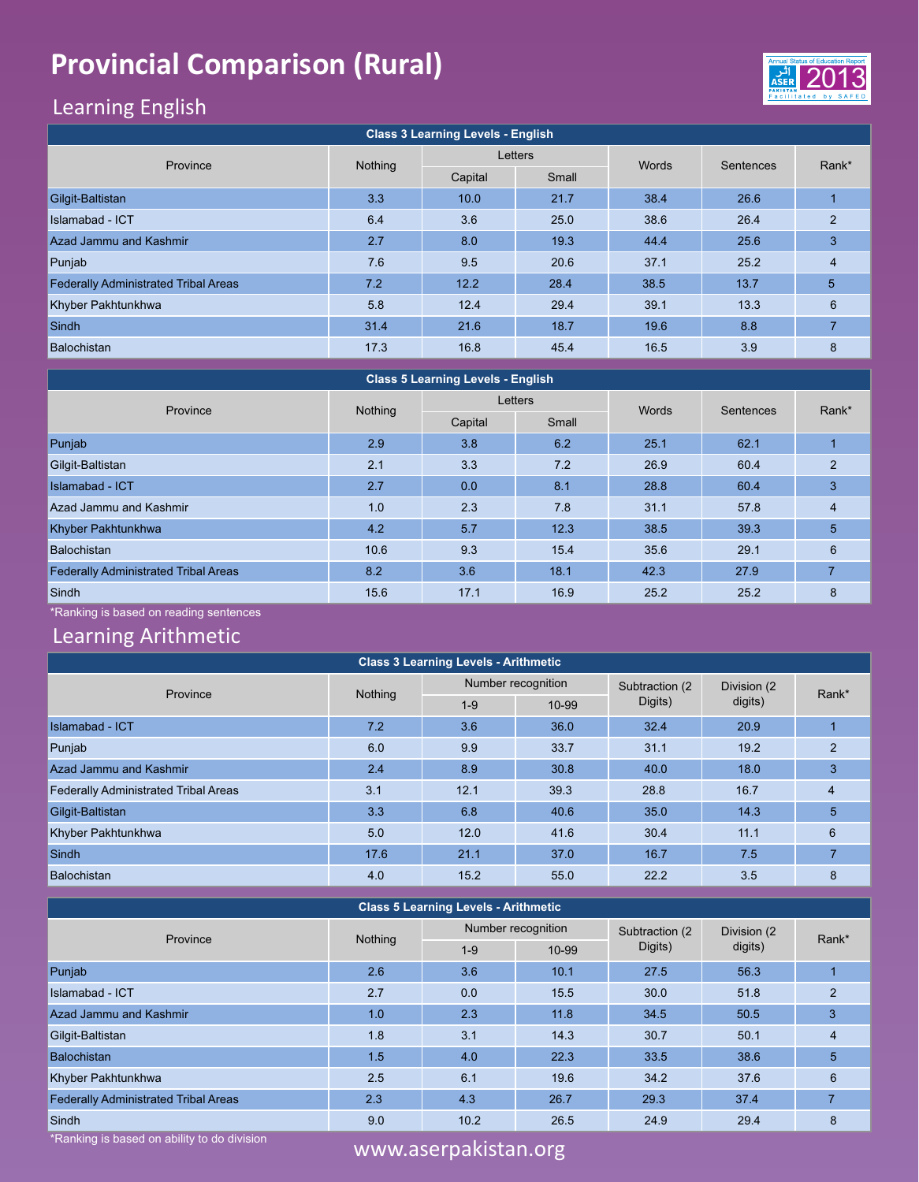# Provincial Comparison (Rural)

## Learning English

| Class 3 Learning Levels - English | | | | | | |
|---|---|---|---|---|---|---|
| Province | Nothing | Letters | | Words | Sentences | Rank* |
| | | Capital | Small | | | |
| Gilgit-Baltistan | 3.3 | 10.0 | 21.7 | 38.4 | 26.6 | 1 |
| Islamabad - ICT | 6.4 | 3.6 | 25.0 | 38.6 | 26.4 | 2 |
| Azad Jammu and Kashmir | 2.7 | 8.0 | 19.3 | 44.4 | 25.6 | 3 |
| Punjab | 7.6 | 9.5 | 20.6 | 37.1 | 25.2 | 4 |
| Federally Administrated Tribal Areas | 7.2 | 12.2 | 28.4 | 38.5 | 13.7 | 5 |
| Khyber Pakhtunkhwa | 5.8 | 12.4 | 29.4 | 39.1 | 13.3 | 6 |
| Sindh | 31.4 | 21.6 | 18.7 | 19.6 | 8.8 | 7 |
| Balochistan | 17.3 | 16.8 | 45.4 | 16.5 | 3.9 | 8 |

| Class 5 Learning Levels - English | | | | | | |
|---|---|---|---|---|---|---|
| Province | Nothing | Letters | | Words | Sentences | Rank* |
| | | Capital | Small | | | |
| Punjab | 2.9 | 3.8 | 6.2 | 25.1 | 62.1 | 1 |
| Gilgit-Baltistan | 2.1 | 3.3 | 7.2 | 26.9 | 60.4 | 2 |
| Islamabad - ICT | 2.7 | 0.0 | 8.1 | 28.8 | 60.4 | 3 |
| Azad Jammu and Kashmir | 1.0 | 2.3 | 7.8 | 31.1 | 57.8 | 4 |
| Khyber Pakhtunkhwa | 4.2 | 5.7 | 12.3 | 38.5 | 39.3 | 5 |
| Balochistan | 10.6 | 9.3 | 15.4 | 35.6 | 29.1 | 6 |
| Federally Administrated Tribal Areas | 8.2 | 3.6 | 18.1 | 42.3 | 27.9 | 7 |
| Sindh | 15.6 | 17.1 | 16.9 | 25.2 | 25.2 | 8 |

*Ranking is based on reading sentences

## Learning Arithmetic

| Class 3 Learning Levels - Arithmetic | | | | | | |
|---|---|---|---|---|---|---|
| Province | Nothing | Number recognition | | Subtraction (2 Digits) | Division (2 digits) | Rank* |
| | | 1-9 | 10-99 | | | |
| Islamabad - ICT | 7.2 | 3.6 | 36.0 | 32.4 | 20.9 | 1 |
| Punjab | 6.0 | 9.9 | 33.7 | 31.1 | 19.2 | 2 |
| Azad Jammu and Kashmir | 2.4 | 8.9 | 30.8 | 40.0 | 18.0 | 3 |
| Federally Administrated Tribal Areas | 3.1 | 12.1 | 39.3 | 28.8 | 16.7 | 4 |
| Gilgit-Baltistan | 3.3 | 6.8 | 40.6 | 35.0 | 14.3 | 5 |
| Khyber Pakhtunkhwa | 5.0 | 12.0 | 41.6 | 30.4 | 11.1 | 6 |
| Sindh | 17.6 | 21.1 | 37.0 | 16.7 | 7.5 | 7 |
| Balochistan | 4.0 | 15.2 | 55.0 | 22.2 | 3.5 | 8 |

| Class 5 Learning Levels - Arithmetic | | | | | | |
|---|---|---|---|---|---|---|
| Province | Nothing | Number recognition | | Subtraction (2 Digits) | Division (2 digits) | Rank* |
| | | 1-9 | 10-99 | | | |
| Punjab | 2.6 | 3.6 | 10.1 | 27.5 | 56.3 | 1 |
| Islamabad - ICT | 2.7 | 0.0 | 15.5 | 30.0 | 51.8 | 2 |
| Azad Jammu and Kashmir | 1.0 | 2.3 | 11.8 | 34.5 | 50.5 | 3 |
| Gilgit-Baltistan | 1.8 | 3.1 | 14.3 | 30.7 | 50.1 | 4 |
| Balochistan | 1.5 | 4.0 | 22.3 | 33.5 | 38.6 | 5 |
| Khyber Pakhtunkhwa | 2.5 | 6.1 | 19.6 | 34.2 | 37.6 | 6 |
| Federally Administrated Tribal Areas | 2.3 | 4.3 | 26.7 | 29.3 | 37.4 | 7 |
| Sindh | 9.0 | 10.2 | 26.5 | 24.9 | 29.4 | 8 |

*Ranking is based on ability to do division

www.aserpakistan.org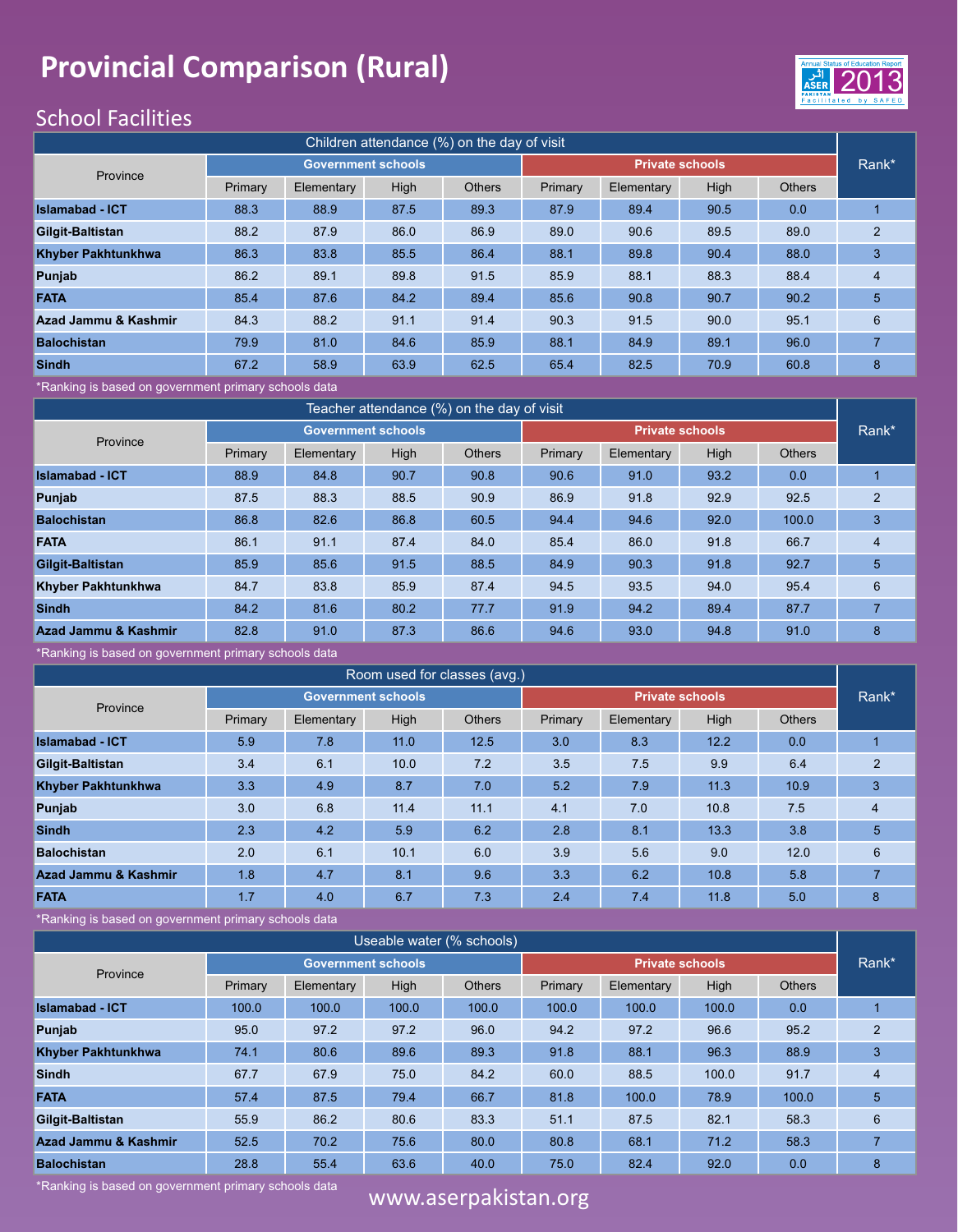# Provincial Comparison (Rural)

## School Facilities

| Children attendance (%) on the day of visit | | | | | | | | | |
|---|---|---|---|---|---|---|---|---|---|
| Province | Government schools | | | | Private schools | | | | Rank* |
| | Primary | Elementary | High | Others | Primary | Elementary | High | Others | |
| **Islamabad - ICT** | 88.3 | 88.9 | 87.5 | 89.3 | 87.9 | 89.4 | 90.5 | 0.0 | 1 |
| **Gilgit-Baltistan** | 88.2 | 87.9 | 86.0 | 86.9 | 89.0 | 90.6 | 89.5 | 89.0 | 2 |
| **Khyber Pakhtunkhwa** | 86.3 | 83.8 | 85.5 | 86.4 | 88.1 | 89.8 | 90.4 | 88.0 | 3 |
| **Punjab** | 86.2 | 89.1 | 89.8 | 91.5 | 85.9 | 88.1 | 88.3 | 88.4 | 4 |
| **FATA** | 85.4 | 87.6 | 84.2 | 89.4 | 85.6 | 90.8 | 90.7 | 90.2 | 5 |
| **Azad Jammu & Kashmir** | 84.3 | 88.2 | 91.1 | 91.4 | 90.3 | 91.5 | 90.0 | 95.1 | 6 |
| **Balochistan** | 79.9 | 81.0 | 84.6 | 85.9 | 88.1 | 84.9 | 89.1 | 96.0 | 7 |
| **Sindh** | 67.2 | 58.9 | 63.9 | 62.5 | 65.4 | 82.5 | 70.9 | 60.8 | 8 |

*Ranking is based on government primary schools data

| Teacher attendance (%) on the day of visit | | | | | | | | | |
|---|---|---|---|---|---|---|---|---|---|
| Province | Government schools | | | | Private schools | | | | Rank* |
| | Primary | Elementary | High | Others | Primary | Elementary | High | Others | |
| **Islamabad - ICT** | 88.9 | 84.8 | 90.7 | 90.8 | 90.6 | 91.0 | 93.2 | 0.0 | 1 |
| **Punjab** | 87.5 | 88.3 | 88.5 | 90.9 | 86.9 | 91.8 | 92.9 | 92.5 | 2 |
| **Balochistan** | 86.8 | 82.6 | 86.8 | 60.5 | 94.4 | 94.6 | 92.0 | 100.0 | 3 |
| **FATA** | 86.1 | 91.1 | 87.4 | 84.0 | 85.4 | 86.0 | 91.8 | 66.7 | 4 |
| **Gilgit-Baltistan** | 85.9 | 85.6 | 91.5 | 88.5 | 84.9 | 90.3 | 91.8 | 92.7 | 5 |
| **Khyber Pakhtunkhwa** | 84.7 | 83.8 | 85.9 | 87.4 | 94.5 | 93.5 | 94.0 | 95.4 | 6 |
| **Sindh** | 84.2 | 81.6 | 80.2 | 77.7 | 91.9 | 94.2 | 89.4 | 87.7 | 7 |
| **Azad Jammu & Kashmir** | 82.8 | 91.0 | 87.3 | 86.6 | 94.6 | 93.0 | 94.8 | 91.0 | 8 |

*Ranking is based on government primary schools data

| Room used for classes (avg.) | | | | | | | | | |
|---|---|---|---|---|---|---|---|---|---|
| Province | Government schools | | | | Private schools | | | | Rank* |
| | Primary | Elementary | High | Others | Primary | Elementary | High | Others | |
| **Islamabad - ICT** | 5.9 | 7.8 | 11.0 | 12.5 | 3.0 | 8.3 | 12.2 | 0.0 | 1 |
| **Gilgit-Baltistan** | 3.4 | 6.1 | 10.0 | 7.2 | 3.5 | 7.5 | 9.9 | 6.4 | 2 |
| **Khyber Pakhtunkhwa** | 3.3 | 4.9 | 8.7 | 7.0 | 5.2 | 7.9 | 11.3 | 10.9 | 3 |
| **Punjab** | 3.0 | 6.8 | 11.4 | 11.1 | 4.1 | 7.0 | 10.8 | 7.5 | 4 |
| **Sindh** | 2.3 | 4.2 | 5.9 | 6.2 | 2.8 | 8.1 | 13.3 | 3.8 | 5 |
| **Balochistan** | 2.0 | 6.1 | 10.1 | 6.0 | 3.9 | 5.6 | 9.0 | 12.0 | 6 |
| **Azad Jammu & Kashmir** | 1.8 | 4.7 | 8.1 | 9.6 | 3.3 | 6.2 | 10.8 | 5.8 | 7 |
| **FATA** | 1.7 | 4.0 | 6.7 | 7.3 | 2.4 | 7.4 | 11.8 | 5.0 | 8 |

*Ranking is based on government primary schools data

| Useable water (% schools) | | | | | | | | | |
|---|---|---|---|---|---|---|---|---|---|
| Province | Government schools | | | | Private schools | | | | Rank* |
| | Primary | Elementary | High | Others | Primary | Elementary | High | Others | |
| **Islamabad - ICT** | 100.0 | 100.0 | 100.0 | 100.0 | 100.0 | 100.0 | 100.0 | 0.0 | 1 |
| **Punjab** | 95.0 | 97.2 | 97.2 | 96.0 | 94.2 | 97.2 | 96.6 | 95.2 | 2 |
| **Khyber Pakhtunkhwa** | 74.1 | 80.6 | 89.6 | 89.3 | 91.8 | 88.1 | 96.3 | 88.9 | 3 |
| **Sindh** | 67.7 | 67.9 | 75.0 | 84.2 | 60.0 | 88.5 | 100.0 | 91.7 | 4 |
| **FATA** | 57.4 | 87.5 | 79.4 | 66.7 | 81.8 | 100.0 | 78.9 | 100.0 | 5 |
| **Gilgit-Baltistan** | 55.9 | 86.2 | 80.6 | 83.3 | 51.1 | 87.5 | 82.1 | 58.3 | 6 |
| **Azad Jammu & Kashmir** | 52.5 | 70.2 | 75.6 | 80.0 | 80.8 | 68.1 | 71.2 | 58.3 | 7 |
| **Balochistan** | 28.8 | 55.4 | 63.6 | 40.0 | 75.0 | 82.4 | 92.0 | 0.0 | 8 |

*Ranking is based on government primary schools data

www.aserpakistan.org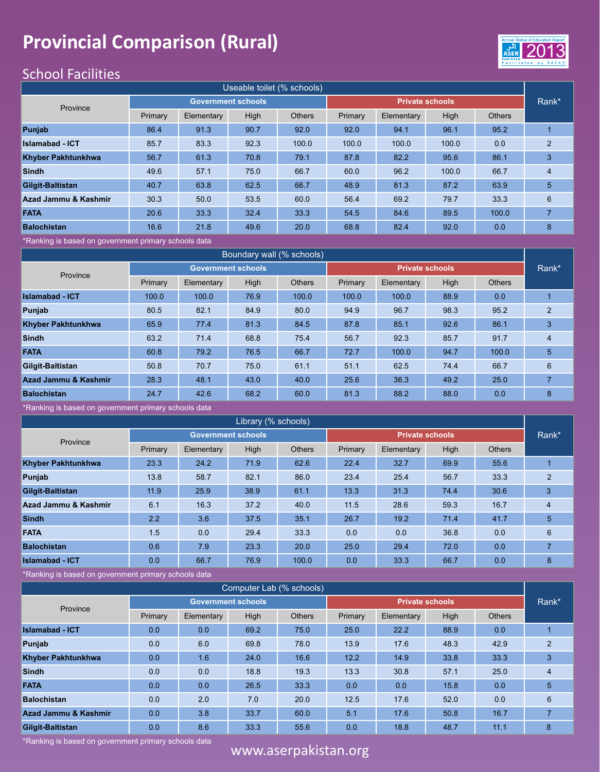# Provincial Comparison (Rural)

## School Facilities

| Province | Useable toilet (% schools) | | | | | | | | Rank* |
|---|---|---|---|---|---|---|---|---|---|
| | Government schools | | | | Private schools | | | | |
| | Primary | Elementary | High | Others | Primary | Elementary | High | Others | |
| **Punjab** | 86.4 | 91.3 | 90.7 | 92.0 | 92.0 | 94.1 | 96.1 | 95.2 | 1 |
| **Islamabad - ICT** | 85.7 | 83.3 | 92.3 | 100.0 | 100.0 | 100.0 | 100.0 | 0.0 | 2 |
| **Khyber Pakhtunkhwa** | 56.7 | 61.3 | 70.8 | 79.1 | 87.8 | 82.2 | 95.6 | 86.1 | 3 |
| **Sindh** | 49.6 | 57.1 | 75.0 | 66.7 | 60.0 | 96.2 | 100.0 | 66.7 | 4 |
| **Gilgit-Baltistan** | 40.7 | 63.8 | 62.5 | 66.7 | 48.9 | 81.3 | 87.2 | 63.9 | 5 |
| **Azad Jammu & Kashmir** | 30.3 | 50.0 | 53.5 | 60.0 | 56.4 | 69.2 | 79.7 | 33.3 | 6 |
| **FATA** | 20.6 | 33.3 | 32.4 | 33.3 | 54.5 | 84.6 | 89.5 | 100.0 | 7 |
| **Balochistan** | 16.6 | 21.8 | 49.6 | 20.0 | 68.8 | 82.4 | 92.0 | 0.0 | 8 |

*Ranking is based on government primary schools data

| Province | Boundary wall (% schools) | | | | | | | | Rank* |
|---|---|---|---|---|---|---|---|---|---|
| | Government schools | | | | Private schools | | | | |
| | Primary | Elementary | High | Others | Primary | Elementary | High | Others | |
| **Islamabad - ICT** | 100.0 | 100.0 | 76.9 | 100.0 | 100.0 | 100.0 | 88.9 | 0.0 | 1 |
| **Punjab** | 80.5 | 82.1 | 84.9 | 80.0 | 94.9 | 96.7 | 98.3 | 95.2 | 2 |
| **Khyber Pakhtunkhwa** | 65.9 | 77.4 | 81.3 | 84.5 | 87.8 | 85.1 | 92.6 | 86.1 | 3 |
| **Sindh** | 63.2 | 71.4 | 68.8 | 75.4 | 56.7 | 92.3 | 85.7 | 91.7 | 4 |
| **FATA** | 60.8 | 79.2 | 76.5 | 66.7 | 72.7 | 100.0 | 94.7 | 100.0 | 5 |
| **Gilgit-Baltistan** | 50.8 | 70.7 | 75.0 | 61.1 | 51.1 | 62.5 | 74.4 | 66.7 | 6 |
| **Azad Jammu & Kashmir** | 28.3 | 48.1 | 43.0 | 40.0 | 25.6 | 36.3 | 49.2 | 25.0 | 7 |
| **Balochistan** | 24.7 | 42.6 | 68.2 | 60.0 | 81.3 | 88.2 | 88.0 | 0.0 | 8 |

*Ranking is based on government primary schools data

| Province | Library (% schools) | | | | | | | | Rank* |
|---|---|---|---|---|---|---|---|---|---|
| | Government schools | | | | Private schools | | | | |
| | Primary | Elementary | High | Others | Primary | Elementary | High | Others | |
| **Khyber Pakhtunkhwa** | 23.3 | 24.2 | 71.9 | 62.6 | 22.4 | 32.7 | 69.9 | 55.6 | 1 |
| **Punjab** | 13.8 | 58.7 | 82.1 | 86.0 | 23.4 | 25.4 | 56.7 | 33.3 | 2 |
| **Gilgit-Baltistan** | 11.9 | 25.9 | 38.9 | 61.1 | 13.3 | 31.3 | 74.4 | 30.6 | 3 |
| **Azad Jammu & Kashmir** | 6.1 | 16.3 | 37.2 | 40.0 | 11.5 | 28.6 | 59.3 | 16.7 | 4 |
| **Sindh** | 2.2 | 3.6 | 37.5 | 35.1 | 26.7 | 19.2 | 71.4 | 41.7 | 5 |
| **FATA** | 1.5 | 0.0 | 29.4 | 33.3 | 0.0 | 0.0 | 36.8 | 0.0 | 6 |
| **Balochistan** | 0.6 | 7.9 | 23.3 | 20.0 | 25.0 | 29.4 | 72.0 | 0.0 | 7 |
| **Islamabad - ICT** | 0.0 | 66.7 | 76.9 | 100.0 | 0.0 | 33.3 | 66.7 | 0.0 | 8 |

*Ranking is based on government primary schools data

| Province | Computer Lab (% schools) | | | | | | | | Rank* |
|---|---|---|---|---|---|---|---|---|---|
| | Government schools | | | | Private schools | | | | |
| | Primary | Elementary | High | Others | Primary | Elementary | High | Others | |
| **Islamabad - ICT** | 0.0 | 0.0 | 69.2 | 75.0 | 25.0 | 22.2 | 88.9 | 0.0 | 1 |
| **Punjab** | 0.0 | 6.0 | 69.8 | 78.0 | 13.9 | 17.6 | 48.3 | 42.9 | 2 |
| **Khyber Pakhtunkhwa** | 0.0 | 1.6 | 24.0 | 16.6 | 12.2 | 14.9 | 33.8 | 33.3 | 3 |
| **Sindh** | 0.0 | 0.0 | 18.8 | 19.3 | 13.3 | 30.8 | 57.1 | 25.0 | 4 |
| **FATA** | 0.0 | 0.0 | 26.5 | 33.3 | 0.0 | 0.0 | 15.8 | 0.0 | 5 |
| **Balochistan** | 0.0 | 2.0 | 7.0 | 20.0 | 12.5 | 17.6 | 52.0 | 0.0 | 6 |
| **Azad Jammu & Kashmir** | 0.0 | 3.8 | 33.7 | 60.0 | 5.1 | 17.6 | 50.8 | 16.7 | 7 |
| **Gilgit-Baltistan** | 0.0 | 8.6 | 33.3 | 55.6 | 0.0 | 18.8 | 48.7 | 11.1 | 8 |

*Ranking is based on government primary schools data

www.aserpakistan.org